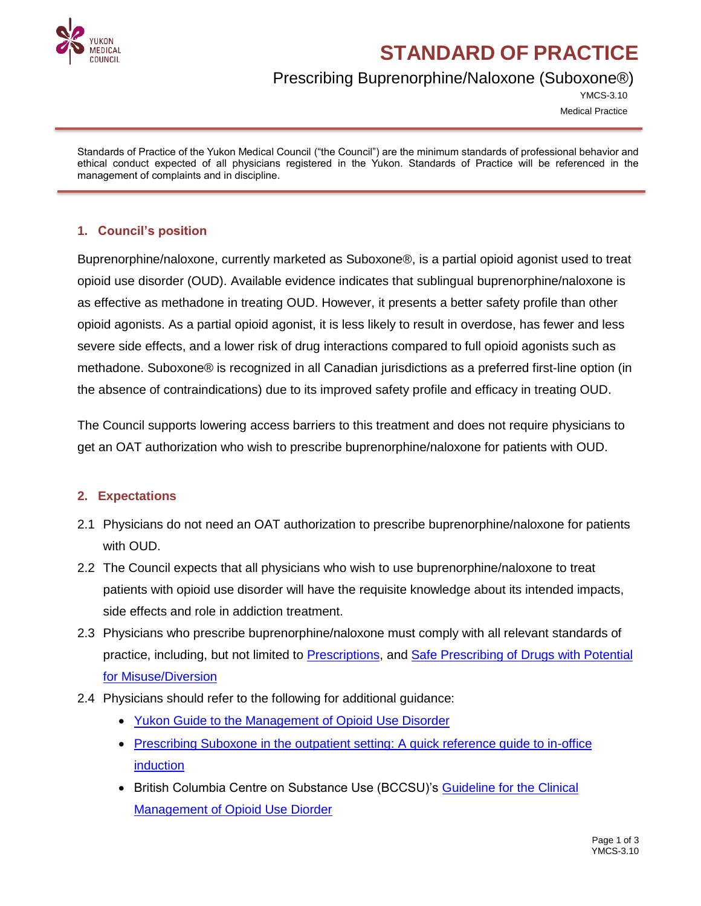# STANDARD OF PRACTICE

## Prescribing Buprenorphine/Naloxone (Suboxone®)

YMCS-3.10

Medical Practice

Standards of Practice of the Yukon Medical Council ("the Council") are the minimum standards of professional behavior and ethical conduct expected of all physicians registered in the Yukon. Standards of Practice will be referenced in the management of complaints and in discipline.

### 1. Council's position

Buprenorphine/naloxone, currently marketed as Suboxone®, is a partial opioid agonist used to treat opioid use disorder (OUD). Available evidence indicates that sublingual buprenorphine/naloxone is as effective as methadone in treating OUD. However, it presents a better safety profile than other opioid agonists. As a partial opioid agonist, it is less likely to result in overdose, has fewer and less severe side effects, and a lower risk of drug interactions compared to full opioid agonists such as methadone. Suboxone® is recognized in all Canadian jurisdictions as a preferred first-line option (in the absence of contraindications) due to its improved safety profile and efficacy in treating OUD.

The Council supports lowering access barriers to this treatment and does not require physicians to get an OAT authorization who wish to prescribe buprenorphine/naloxone for patients with OUD.

### 2. Expectations

2.1 Physicians do not need an OAT authorization to prescribe buprenorphine/naloxone for patients with OUD.

2.2 The Council expects that all physicians who wish to use buprenorphine/naloxone to treat patients with opioid use disorder will have the requisite knowledge about its intended impacts, side effects and role in addiction treatment.

2.3 Physicians who prescribe buprenorphine/naloxone must comply with all relevant standards of practice, including, but not limited to Prescriptions, and Safe Prescribing of Drugs with Potential for Misuse/Diversion

2.4 Physicians should refer to the following for additional guidance:

- Yukon Guide to the Management of Opioid Use Disorder
- Prescribing Suboxone in the outpatient setting: A quick reference guide to in-office induction
- British Columbia Centre on Substance Use (BCCSU)'s Guideline for the Clinical Management of Opioid Use Diorder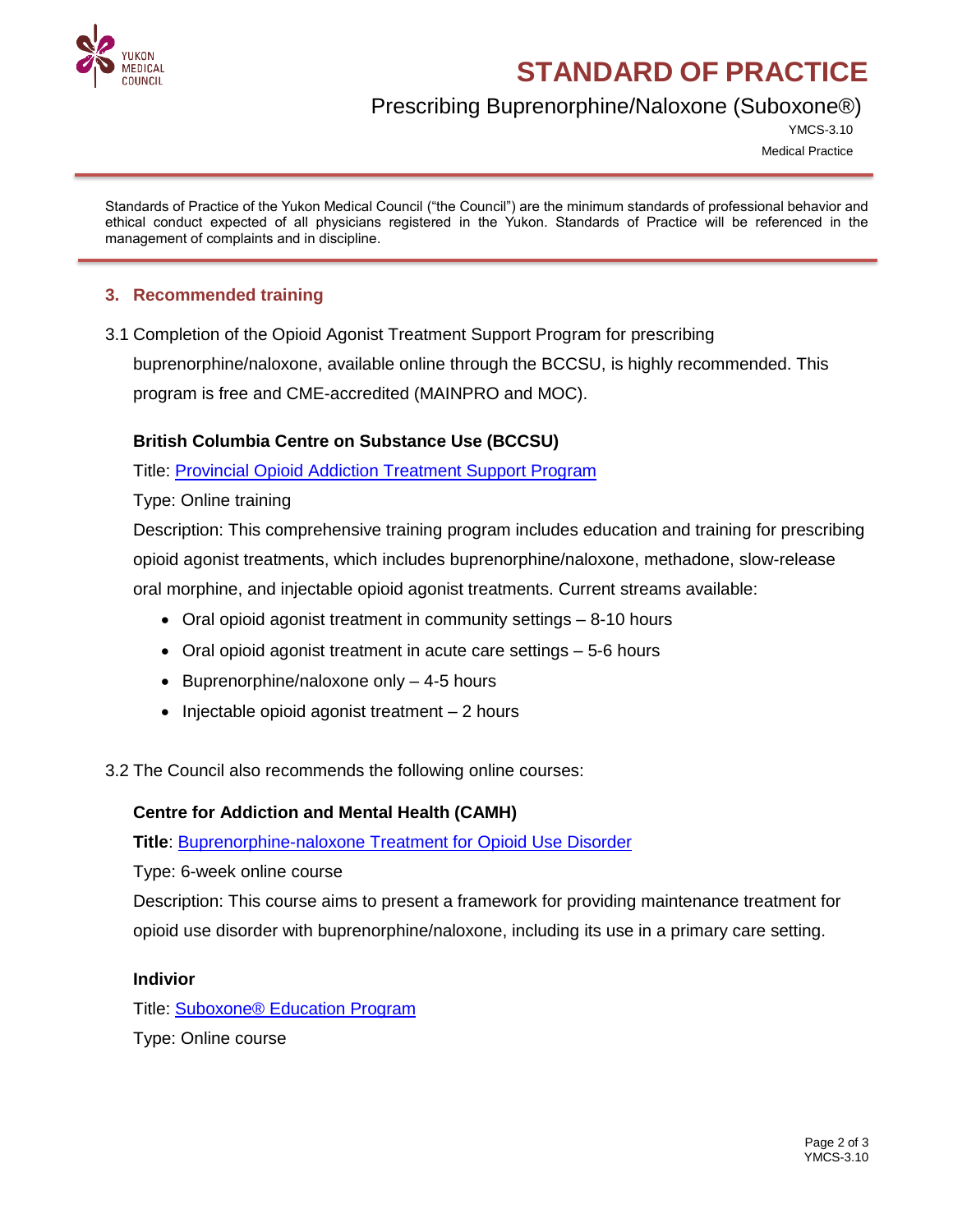Standards of Practice of the Yukon Medical Council ("the Council") are the minimum standards of professional behavior and ethical conduct expected of all physicians registered in the Yukon. Standards of Practice will be referenced in the management of complaints and in discipline.

## 3. Recommended training

3.1 Completion of the Opioid Agonist Treatment Support Program for prescribing buprenorphine/naloxone, available online through the BCCSU, is highly recommended. This program is free and CME-accredited (MAINPRO and MOC).

**British Columbia Centre on Substance Use (BCCSU)**

Title: Provincial Opioid Addiction Treatment Support Program

Type: Online training

Description: This comprehensive training program includes education and training for prescribing opioid agonist treatments, which includes buprenorphine/naloxone, methadone, slow-release oral morphine, and injectable opioid agonist treatments. Current streams available:

- Oral opioid agonist treatment in community settings – 8-10 hours
- Oral opioid agonist treatment in acute care settings – 5-6 hours
- Buprenorphine/naloxone only – 4-5 hours
- Injectable opioid agonist treatment – 2 hours

3.2 The Council also recommends the following online courses:

**Centre for Addiction and Mental Health (CAMH)**

**Title**: Buprenorphine-naloxone Treatment for Opioid Use Disorder

Type: 6-week online course

Description: This course aims to present a framework for providing maintenance treatment for opioid use disorder with buprenorphine/naloxone, including its use in a primary care setting.

**Indivior**

Title: Suboxone® Education Program

Type: Online course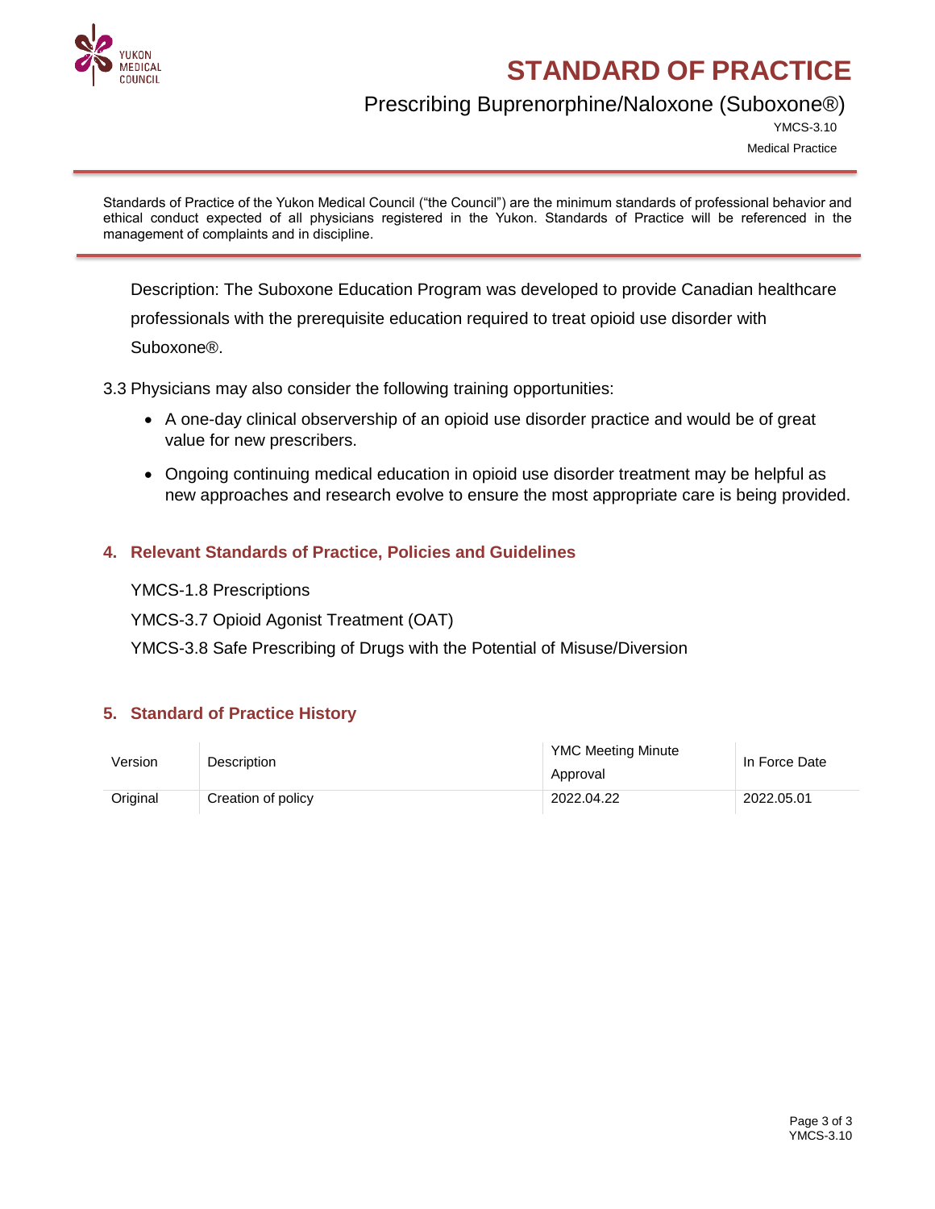Description: The Suboxone Education Program was developed to provide Canadian healthcare professionals with the prerequisite education required to treat opioid use disorder with Suboxone®.

3.3 Physicians may also consider the following training opportunities:

- A one-day clinical observership of an opioid use disorder practice and would be of great value for new prescribers.
- Ongoing continuing medical education in opioid use disorder treatment may be helpful as new approaches and research evolve to ensure the most appropriate care is being provided.

## 4. Relevant Standards of Practice, Policies and Guidelines

YMCS-1.8 Prescriptions

YMCS-3.7 Opioid Agonist Treatment (OAT)

YMCS-3.8 Safe Prescribing of Drugs with the Potential of Misuse/Diversion

## 5. Standard of Practice History

| Version | Description | YMC Meeting Minute Approval | In Force Date |
|---|---|---|---|
| Original | Creation of policy | 2022.04.22 | 2022.05.01 |